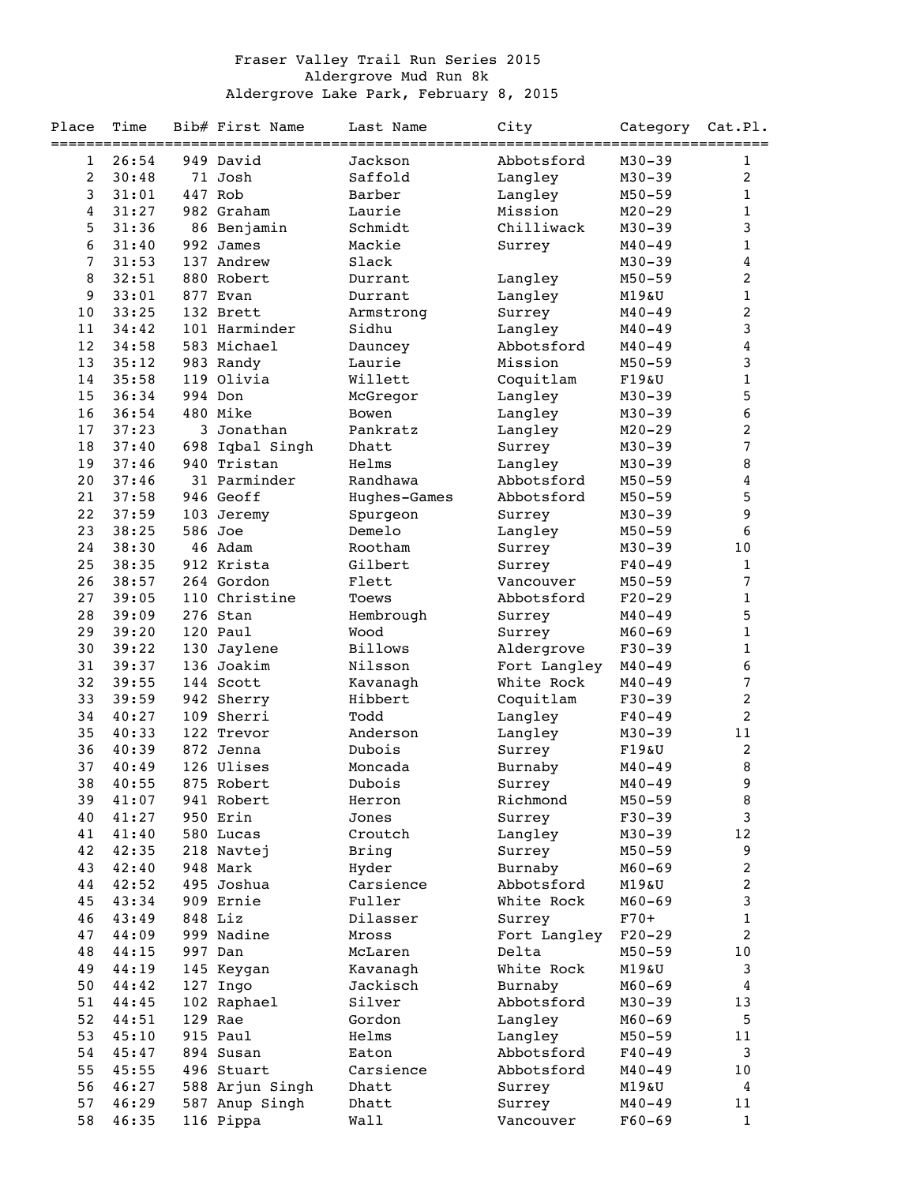# Fraser Valley Trail Run Series 2015

## Aldergrove Mud Run 8k

### Aldergrove Lake Park, February 8, 2015

| Place | Time | Bib# | First Name | Last Name | City | Category | Cat.Pl. |
|---|---|---|---|---|---|---|---|
| 1 | 26:54 | 949 | David | Jackson | Abbotsford | M30-39 | 1 |
| 2 | 30:48 | 71 | Josh | Saffold | Langley | M30-39 | 2 |
| 3 | 31:01 | 447 | Rob | Barber | Langley | M50-59 | 1 |
| 4 | 31:27 | 982 | Graham | Laurie | Mission | M20-29 | 1 |
| 5 | 31:36 | 86 | Benjamin | Schmidt | Chilliwack | M30-39 | 3 |
| 6 | 31:40 | 992 | James | Mackie | Surrey | M40-49 | 1 |
| 7 | 31:53 | 137 | Andrew | Slack | | M30-39 | 4 |
| 8 | 32:51 | 880 | Robert | Durrant | Langley | M50-59 | 2 |
| 9 | 33:01 | 877 | Evan | Durrant | Langley | M19&U | 1 |
| 10 | 33:25 | 132 | Brett | Armstrong | Surrey | M40-49 | 2 |
| 11 | 34:42 | 101 | Harminder | Sidhu | Langley | M40-49 | 3 |
| 12 | 34:58 | 583 | Michael | Dauncey | Abbotsford | M40-49 | 4 |
| 13 | 35:12 | 983 | Randy | Laurie | Mission | M50-59 | 3 |
| 14 | 35:58 | 119 | Olivia | Willett | Coquitlam | F19&U | 1 |
| 15 | 36:34 | 994 | Don | McGregor | Langley | M30-39 | 5 |
| 16 | 36:54 | 480 | Mike | Bowen | Langley | M30-39 | 6 |
| 17 | 37:23 | 3 | Jonathan | Pankratz | Langley | M20-29 | 2 |
| 18 | 37:40 | 698 | Iqbal Singh | Dhatt | Surrey | M30-39 | 7 |
| 19 | 37:46 | 940 | Tristan | Helms | Langley | M30-39 | 8 |
| 20 | 37:46 | 31 | Parminder | Randhawa | Abbotsford | M50-59 | 4 |
| 21 | 37:58 | 946 | Geoff | Hughes-Games | Abbotsford | M50-59 | 5 |
| 22 | 37:59 | 103 | Jeremy | Spurgeon | Surrey | M30-39 | 9 |
| 23 | 38:25 | 586 | Joe | Demelo | Langley | M50-59 | 6 |
| 24 | 38:30 | 46 | Adam | Rootham | Surrey | M30-39 | 10 |
| 25 | 38:35 | 912 | Krista | Gilbert | Surrey | F40-49 | 1 |
| 26 | 38:57 | 264 | Gordon | Flett | Vancouver | M50-59 | 7 |
| 27 | 39:05 | 110 | Christine | Toews | Abbotsford | F20-29 | 1 |
| 28 | 39:09 | 276 | Stan | Hembrough | Surrey | M40-49 | 5 |
| 29 | 39:20 | 120 | Paul | Wood | Surrey | M60-69 | 1 |
| 30 | 39:22 | 130 | Jaylene | Billows | Aldergrove | F30-39 | 1 |
| 31 | 39:37 | 136 | Joakim | Nilsson | Fort Langley | M40-49 | 6 |
| 32 | 39:55 | 144 | Scott | Kavanagh | White Rock | M40-49 | 7 |
| 33 | 39:59 | 942 | Sherry | Hibbert | Coquitlam | F30-39 | 2 |
| 34 | 40:27 | 109 | Sherri | Todd | Langley | F40-49 | 2 |
| 35 | 40:33 | 122 | Trevor | Anderson | Langley | M30-39 | 11 |
| 36 | 40:39 | 872 | Jenna | Dubois | Surrey | F19&U | 2 |
| 37 | 40:49 | 126 | Ulises | Moncada | Burnaby | M40-49 | 8 |
| 38 | 40:55 | 875 | Robert | Dubois | Surrey | M40-49 | 9 |
| 39 | 41:07 | 941 | Robert | Herron | Richmond | M50-59 | 8 |
| 40 | 41:27 | 950 | Erin | Jones | Surrey | F30-39 | 3 |
| 41 | 41:40 | 580 | Lucas | Croutch | Langley | M30-39 | 12 |
| 42 | 42:35 | 218 | Navtej | Bring | Surrey | M50-59 | 9 |
| 43 | 42:40 | 948 | Mark | Hyder | Burnaby | M60-69 | 2 |
| 44 | 42:52 | 495 | Joshua | Carsience | Abbotsford | M19&U | 2 |
| 45 | 43:34 | 909 | Ernie | Fuller | White Rock | M60-69 | 3 |
| 46 | 43:49 | 848 | Liz | Dilasser | Surrey | F70+ | 1 |
| 47 | 44:09 | 999 | Nadine | Mross | Fort Langley | F20-29 | 2 |
| 48 | 44:15 | 997 | Dan | McLaren | Delta | M50-59 | 10 |
| 49 | 44:19 | 145 | Keygan | Kavanagh | White Rock | M19&U | 3 |
| 50 | 44:42 | 127 | Ingo | Jackisch | Burnaby | M60-69 | 4 |
| 51 | 44:45 | 102 | Raphael | Silver | Abbotsford | M30-39 | 13 |
| 52 | 44:51 | 129 | Rae | Gordon | Langley | M60-69 | 5 |
| 53 | 45:10 | 915 | Paul | Helms | Langley | M50-59 | 11 |
| 54 | 45:47 | 894 | Susan | Eaton | Abbotsford | F40-49 | 3 |
| 55 | 45:55 | 496 | Stuart | Carsience | Abbotsford | M40-49 | 10 |
| 56 | 46:27 | 588 | Arjun Singh | Dhatt | Surrey | M19&U | 4 |
| 57 | 46:29 | 587 | Anup Singh | Dhatt | Surrey | M40-49 | 11 |
| 58 | 46:35 | 116 | Pippa | Wall | Vancouver | F60-69 | 1 |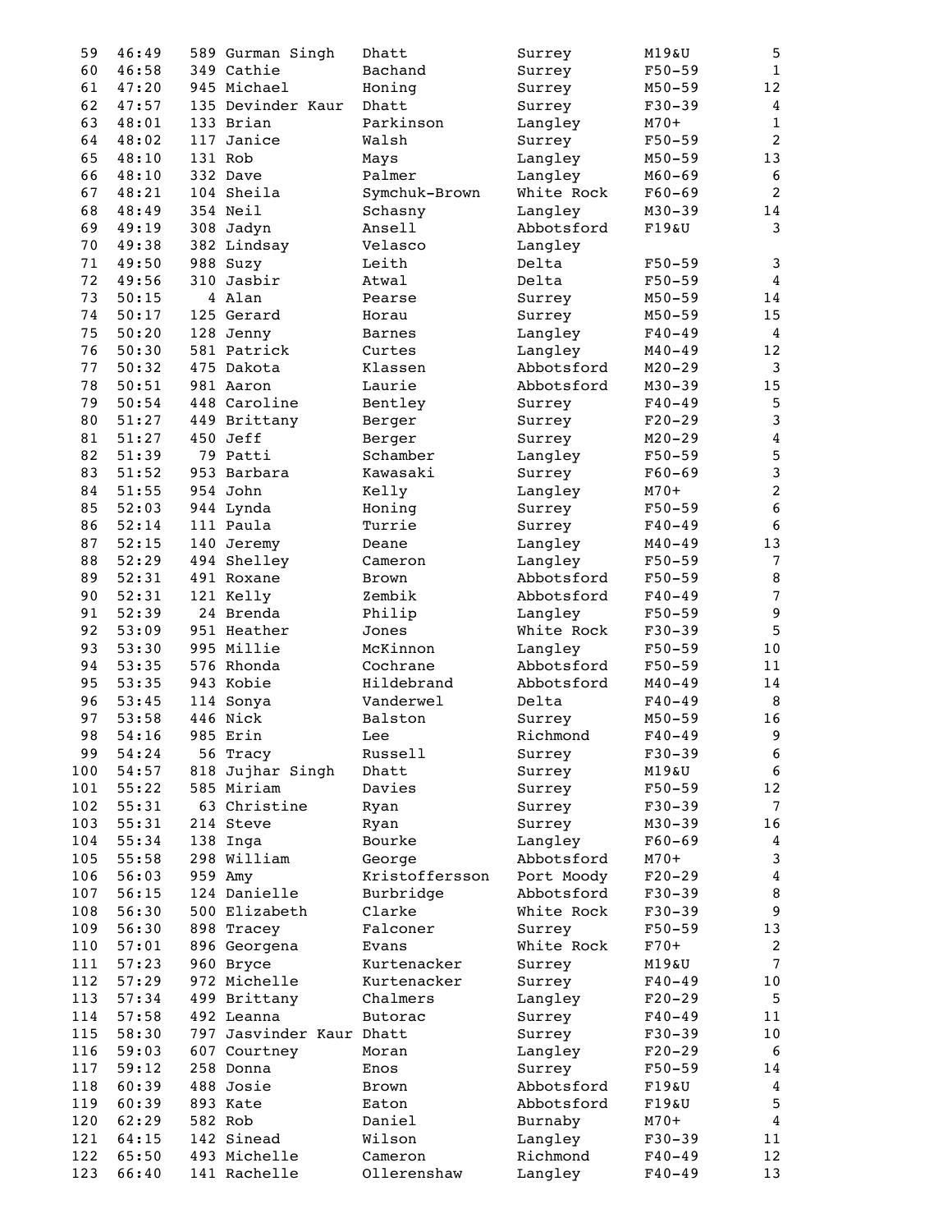| | | | | | | | |
|---|---|---|---|---|---|---|---|
| 59 | 46:49 | 589 | Gurman Singh | Dhatt | Surrey | M19&U | 5 |
| 60 | 46:58 | 349 | Cathie | Bachand | Surrey | F50-59 | 1 |
| 61 | 47:20 | 945 | Michael | Honing | Surrey | M50-59 | 12 |
| 62 | 47:57 | 135 | Devinder Kaur | Dhatt | Surrey | F30-39 | 4 |
| 63 | 48:01 | 133 | Brian | Parkinson | Langley | M70+ | 1 |
| 64 | 48:02 | 117 | Janice | Walsh | Surrey | F50-59 | 2 |
| 65 | 48:10 | 131 | Rob | Mays | Langley | M50-59 | 13 |
| 66 | 48:10 | 332 | Dave | Palmer | Langley | M60-69 | 6 |
| 67 | 48:21 | 104 | Sheila | Symchuk-Brown | White Rock | F60-69 | 2 |
| 68 | 48:49 | 354 | Neil | Schasny | Langley | M30-39 | 14 |
| 69 | 49:19 | 308 | Jadyn | Ansell | Abbotsford | F19&U | 3 |
| 70 | 49:38 | 382 | Lindsay | Velasco | Langley | | |
| 71 | 49:50 | 988 | Suzy | Leith | Delta | F50-59 | 3 |
| 72 | 49:56 | 310 | Jasbir | Atwal | Delta | F50-59 | 4 |
| 73 | 50:15 | 4 | Alan | Pearse | Surrey | M50-59 | 14 |
| 74 | 50:17 | 125 | Gerard | Horau | Surrey | M50-59 | 15 |
| 75 | 50:20 | 128 | Jenny | Barnes | Langley | F40-49 | 4 |
| 76 | 50:30 | 581 | Patrick | Curtes | Langley | M40-49 | 12 |
| 77 | 50:32 | 475 | Dakota | Klassen | Abbotsford | M20-29 | 3 |
| 78 | 50:51 | 981 | Aaron | Laurie | Abbotsford | M30-39 | 15 |
| 79 | 50:54 | 448 | Caroline | Bentley | Surrey | F40-49 | 5 |
| 80 | 51:27 | 449 | Brittany | Berger | Surrey | F20-29 | 3 |
| 81 | 51:27 | 450 | Jeff | Berger | Surrey | M20-29 | 4 |
| 82 | 51:39 | 79 | Patti | Schamber | Langley | F50-59 | 5 |
| 83 | 51:52 | 953 | Barbara | Kawasaki | Surrey | F60-69 | 3 |
| 84 | 51:55 | 954 | John | Kelly | Langley | M70+ | 2 |
| 85 | 52:03 | 944 | Lynda | Honing | Surrey | F50-59 | 6 |
| 86 | 52:14 | 111 | Paula | Turrie | Surrey | F40-49 | 6 |
| 87 | 52:15 | 140 | Jeremy | Deane | Langley | M40-49 | 13 |
| 88 | 52:29 | 494 | Shelley | Cameron | Langley | F50-59 | 7 |
| 89 | 52:31 | 491 | Roxane | Brown | Abbotsford | F50-59 | 8 |
| 90 | 52:31 | 121 | Kelly | Zembik | Abbotsford | F40-49 | 7 |
| 91 | 52:39 | 24 | Brenda | Philip | Langley | F50-59 | 9 |
| 92 | 53:09 | 951 | Heather | Jones | White Rock | F30-39 | 5 |
| 93 | 53:30 | 995 | Millie | McKinnon | Langley | F50-59 | 10 |
| 94 | 53:35 | 576 | Rhonda | Cochrane | Abbotsford | F50-59 | 11 |
| 95 | 53:35 | 943 | Kobie | Hildebrand | Abbotsford | M40-49 | 14 |
| 96 | 53:45 | 114 | Sonya | Vanderwel | Delta | F40-49 | 8 |
| 97 | 53:58 | 446 | Nick | Balston | Surrey | M50-59 | 16 |
| 98 | 54:16 | 985 | Erin | Lee | Richmond | F40-49 | 9 |
| 99 | 54:24 | 56 | Tracy | Russell | Surrey | F30-39 | 6 |
| 100 | 54:57 | 818 | Jujhar Singh | Dhatt | Surrey | M19&U | 6 |
| 101 | 55:22 | 585 | Miriam | Davies | Surrey | F50-59 | 12 |
| 102 | 55:31 | 63 | Christine | Ryan | Surrey | F30-39 | 7 |
| 103 | 55:31 | 214 | Steve | Ryan | Surrey | M30-39 | 16 |
| 104 | 55:34 | 138 | Inga | Bourke | Langley | F60-69 | 4 |
| 105 | 55:58 | 298 | William | George | Abbotsford | M70+ | 3 |
| 106 | 56:03 | 959 | Amy | Kristoffersson | Port Moody | F20-29 | 4 |
| 107 | 56:15 | 124 | Danielle | Burbridge | Abbotsford | F30-39 | 8 |
| 108 | 56:30 | 500 | Elizabeth | Clarke | White Rock | F30-39 | 9 |
| 109 | 56:30 | 898 | Tracey | Falconer | Surrey | F50-59 | 13 |
| 110 | 57:01 | 896 | Georgena | Evans | White Rock | F70+ | 2 |
| 111 | 57:23 | 960 | Bryce | Kurtenacker | Surrey | M19&U | 7 |
| 112 | 57:29 | 972 | Michelle | Kurtenacker | Surrey | F40-49 | 10 |
| 113 | 57:34 | 499 | Brittany | Chalmers | Langley | F20-29 | 5 |
| 114 | 57:58 | 492 | Leanna | Butorac | Surrey | F40-49 | 11 |
| 115 | 58:30 | 797 | Jasvinder Kaur | Dhatt | Surrey | F30-39 | 10 |
| 116 | 59:03 | 607 | Courtney | Moran | Langley | F20-29 | 6 |
| 117 | 59:12 | 258 | Donna | Enos | Surrey | F50-59 | 14 |
| 118 | 60:39 | 488 | Josie | Brown | Abbotsford | F19&U | 4 |
| 119 | 60:39 | 893 | Kate | Eaton | Abbotsford | F19&U | 5 |
| 120 | 62:29 | 582 | Rob | Daniel | Burnaby | M70+ | 4 |
| 121 | 64:15 | 142 | Sinead | Wilson | Langley | F30-39 | 11 |
| 122 | 65:50 | 493 | Michelle | Cameron | Richmond | F40-49 | 12 |
| 123 | 66:40 | 141 | Rachelle | Ollerenshaw | Langley | F40-49 | 13 |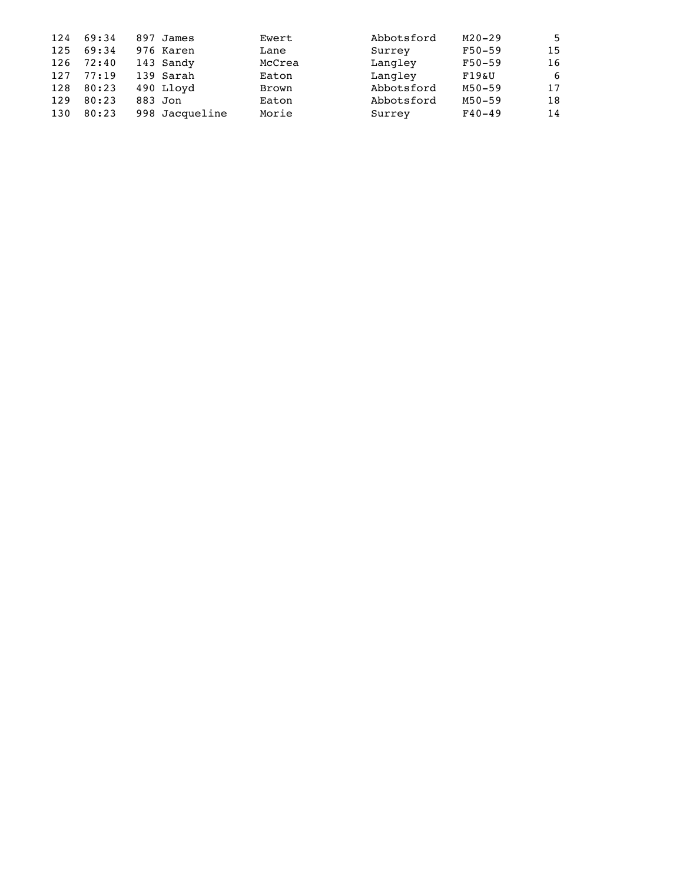| | | | | | | | |
|---|---|---|---|---|---|---|---|
| 124 | 69:34 | 897 | James | Ewert | Abbotsford | M20-29 | 5 |
| 125 | 69:34 | 976 | Karen | Lane | Surrey | F50-59 | 15 |
| 126 | 72:40 | 143 | Sandy | McCrea | Langley | F50-59 | 16 |
| 127 | 77:19 | 139 | Sarah | Eaton | Langley | F19&U | 6 |
| 128 | 80:23 | 490 | Lloyd | Brown | Abbotsford | M50-59 | 17 |
| 129 | 80:23 | 883 | Jon | Eaton | Abbotsford | M50-59 | 18 |
| 130 | 80:23 | 998 | Jacqueline | Morie | Surrey | F40-49 | 14 |